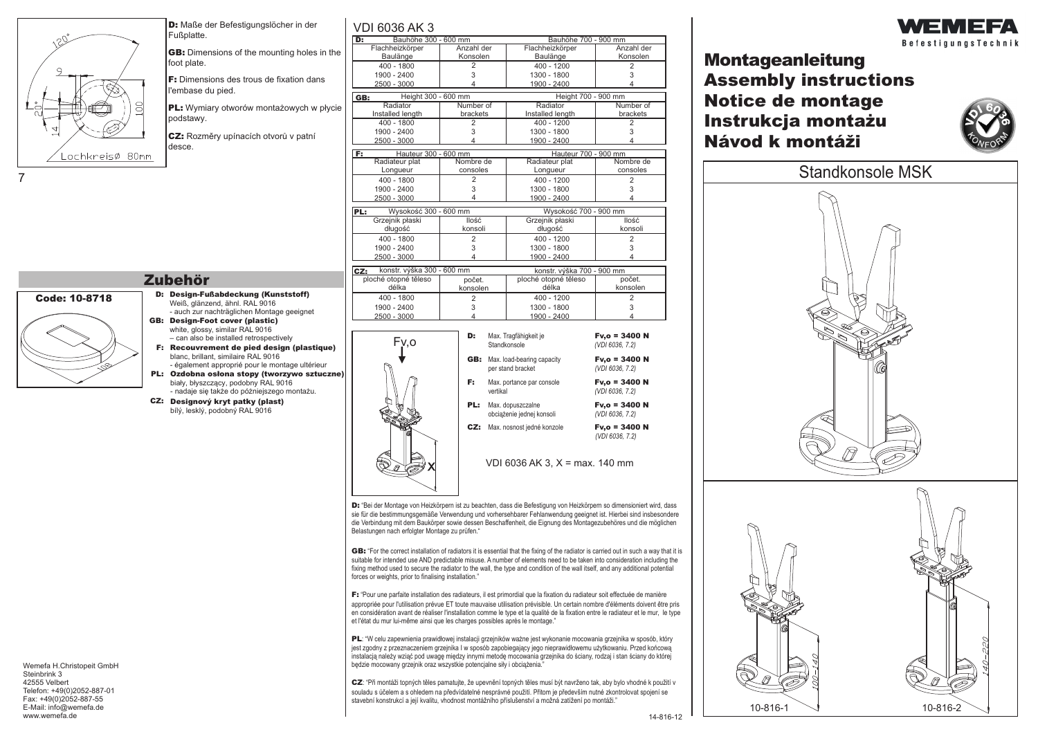**D:** Maße der Befestigungslöcher in der Fußplatte.

**GB:** Dimensions of the mounting holes in the foot plate.

**F:** Dimensions des trous de fixation dans l'embase du pied.

**PL:** Wymiary otworów montażowych w płycie podstawy.

**CZ:** Rozměry upínacích otvorů v patní desce.

Lochkreisø 80mm

## Zubehör

**Code: 10-8718**

- **D: Design-Fußabdeckung (Kunststoff)**
  Weiß, glänzend, ähnl. RAL 9016
  - auch zur nachträglichen Montage geeignet
- **GB: Design-Foot cover (plastic)**
  white, glossy, similar RAL 9016
  – can also be installed retrospectively
- **F: Recouvrement de pied design (plastique)**
  blanc, brillant, similaire RAL 9016
  - également approprié pour le montage ultérieur
- **PL: Ozdobna osłona stopy (tworzywo sztuczne)**
  biały, błyszczący, podobny RAL 9016
  - nadaje się także do późniejszego montażu.
- **CZ: Designový kryt patky (plast)**
  bílý, lesklý, podobný RAL 9016

Wemefa H.Christopeit GmbH
Steinbrink 3
42555 Velbert
Telefon: +49(0)2052-887-01
Fax: +49(0)2052-887-55
E-Mail: info@wemefa.de
www.wemefa.de

## VDI 6036 AK 3

| D: Bauhöhe 300 - 600 mm | | Bauhöhe 700 - 900 mm | |
|---|---|---|---|
| Flachheizkörper Baulänge | Anzahl der Konsolen | Flachheizkörper Baulänge | Anzahl der Konsolen |
| 400 - 1800 | 2 | 400 - 1200 | 2 |
| 1900 - 2400 | 3 | 1300 - 1800 | 3 |
| 2500 - 3000 | 4 | 1900 - 2400 | 4 |

| GB: Height 300 - 600 mm | | Height 700 - 900 mm | |
|---|---|---|---|
| Radiator Installed length | Number of brackets | Radiator Installed length | Number of brackets |
| 400 - 1800 | 2 | 400 - 1200 | 2 |
| 1900 - 2400 | 3 | 1300 - 1800 | 3 |
| 2500 - 3000 | 4 | 1900 - 2400 | 4 |

| F: Hauteur 300 - 600 mm | | Hauteur 700 - 900 mm | |
|---|---|---|---|
| Radiateur plat Longueur | Nombre de consoles | Radiateur plat Longueur | Nombre de consoles |
| 400 - 1800 | 2 | 400 - 1200 | 2 |
| 1900 - 2400 | 3 | 1300 - 1800 | 3 |
| 2500 - 3000 | 4 | 1900 - 2400 | 4 |

| PL: Wysokość 300 - 600 mm | | Wysokość 700 - 900 mm | |
|---|---|---|---|
| Grzejnik płaski długość | Ilość konsoli | Grzejnik płaski długość | Ilość konsoli |
| 400 - 1800 | 2 | 400 - 1200 | 2 |
| 1900 - 2400 | 3 | 1300 - 1800 | 3 |
| 2500 - 3000 | 4 | 1900 - 2400 | 4 |

| CZ: konstr. výška 300 - 600 mm | | konstr. výška 700 - 900 mm | |
|---|---|---|---|
| ploché otopné těleso délka | počet. konsolen | ploché otopné těleso délka | počet. konsolen |
| 400 - 1800 | 2 | 400 - 1200 | 2 |
| 1900 - 2400 | 3 | 1300 - 1800 | 3 |
| 2500 - 3000 | 4 | 1900 - 2400 | 4 |

| | | |
|---|---|---|
| **D:** | Max. Tragfähigkeit je Standkonsole | **Fv,o = 3400 N** *(VDI 6036, 7.2)* |
| **GB:** | Max. load-bearing capacity per stand bracket | **Fv,o = 3400 N** *(VDI 6036, 7.2)* |
| **F:** | Max. portance par console vertikal | **Fv,o = 3400 N** *(VDI 6036, 7.2)* |
| **PL:** | Max. dopuszczalne obciążenie jednej konsoli | **Fv,o = 3400 N** *(VDI 6036, 7.2)* |
| **CZ:** | Max. nosnost jedné konzole | **Fv,o = 3400 N** *(VDI 6036, 7.2)* |

VDI 6036 AK 3, X = max. 140 mm

**D:** "Bei der Montage von Heizkörpern ist zu beachten, dass die Befestigung von Heizkörpern so dimensioniert wird, dass sie für die bestimmungsgemäße Verwendung und vorhersehbarer Fehlanwendung geeignet ist. Hierbei sind insbesondere die Verbindung mit dem Baukörper sowie dessen Beschaffenheit, die Eignung des Montagezubehöres und die möglichen Belastungen nach erfolgter Montage zu prüfen."

**GB:** "For the correct installation of radiators it is essential that the fixing of the radiator is carried out in such a way that it is suitable for intended use AND predictable misuse. A number of elements need to be taken into consideration including the fixing method used to secure the radiator to the wall, the type and condition of the wall itself, and any additional potential forces or weights, prior to finalising installation."

**F:** "Pour une parfaite installation des radiateurs, il est primordial que la fixation du radiateur soit effectuée de manière appropriée pour l'utilisation prévue ET toute mauvaise utilisation prévisible. Un certain nombre d'éléments doivent être pris en considération avant de réaliser l'installation comme le type et la qualité de la fixation entre le radiateur et le mur, le type et l'état du mur lui-même ainsi que les charges possibles après le montage."

**PL**: "W celu zapewnienia prawidłowej instalacji grzejników ważne jest wykonanie mocowania grzejnika w sposób, który jest zgodny z przeznaczeniem grzejnika I w sposób zapobiegający jego nieprawidłowemu użytkowaniu. Przed końcową instalacją należy wziąć pod uwagę między innymi metodę mocowania grzejnika do ściany, rodzaj i stan ściany do której będzie mocowany grzejnik oraz wszystkie potencjalne siły i obciążenia."

**CZ**: "Při montáži topných těles pamatujte, že upevnění topných těles musí být navrženo tak, aby bylo vhodné k použití v souladu s účelem a s ohledem na předvídatelné nesprávné použití. Přitom je především nutné zkontrolovat spojení se stavební konstrukcí a její kvalitu, vhodnost montážního příslušenství a možná zatížení po montáži."

14-816-12

WEMEFA BefestigungsTechnik

# Montageanleitung
# Assembly instructions
# Notice de montage
# Instrukcja montażu
# Návod k montáži

VDI 6036 KONFORM

## Standkonsole MSK

10-816-1 (100–140)

10-816-2 (140–220)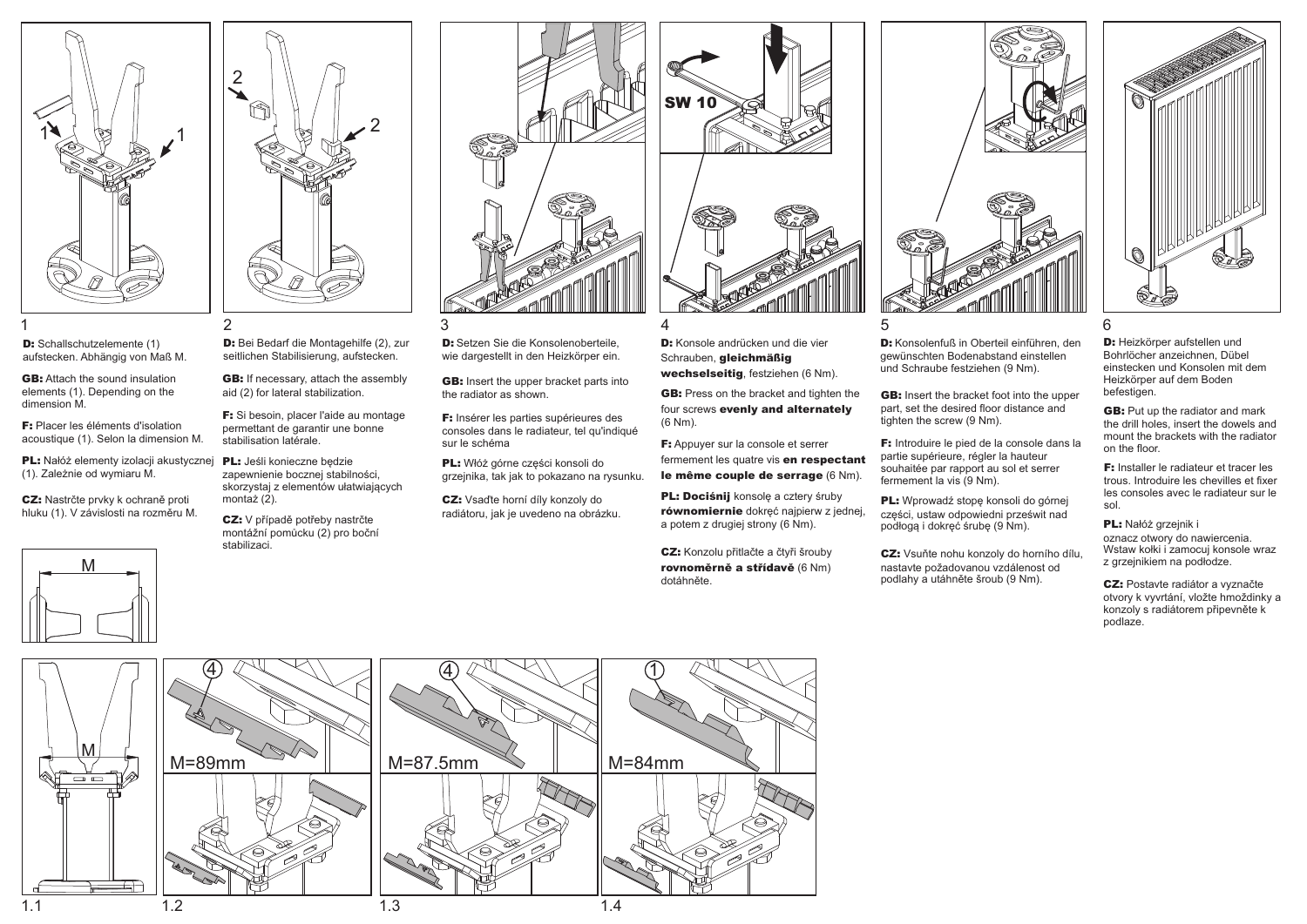1

**D:** Schallschutzelemente (1) aufstecken. Abhängig von Maß M.

**GB:** Attach the sound insulation elements (1). Depending on the dimension M.

**F:** Placer les éléments d'isolation acoustique (1). Selon la dimension M.

**PL:** Nałóż elementy izolacji akustycznej (1). Zależnie od wymiaru M.

**CZ:** Nastrčte prvky k ochraně proti hluku (1). V závislosti na rozměru M.

2

**D:** Bei Bedarf die Montagehilfe (2), zur seitlichen Stabilisierung, aufstecken.

**GB:** If necessary, attach the assembly aid (2) for lateral stabilization.

**F:** Si besoin, placer l'aide au montage permettant de garantir une bonne stabilisation latérale.

**PL:** Jeśli konieczne będzie zapewnienie bocznej stabilności, skorzystaj z elementów ułatwiających montaż (2).

**CZ:** V případě potřeby nastrčte montážní pomůcku (2) pro boční stabilizaci.

3

**D:** Setzen Sie die Konsolenoberteile, wie dargestellt in den Heizkörper ein.

**GB:** Insert the upper bracket parts into the radiator as shown.

**F:** Insérer les parties supérieures des consoles dans le radiateur, tel qu'indiqué sur le schéma

**PL:** Włóż górne części konsoli do grzejnika, tak jak to pokazano na rysunku.

**CZ:** Vsaďte horní díly konzoly do radiátoru, jak je uvedeno na obrázku.

4

SW 10

**D:** Konsole andrücken und die vier Schrauben, **gleichmäßig wechselseitig**, festziehen (6 Nm).

**GB:** Press on the bracket and tighten the four screws **evenly and alternately** (6 Nm).

**F:** Appuyer sur la console et serrer fermement les quatre vis **en respectant le même couple de serrage** (6 Nm).

**PL: Dociśnij** konsolę a cztery śruby **równomiernie** dokręć najpierw z jednej, a potem z drugiej strony (6 Nm).

**CZ:** Konzolu přitlačte a čtyři šrouby **rovnoměrně a střídavě** (6 Nm) dotáhněte.

5

**D:** Konsolenfuß in Oberteil einführen, den gewünschten Bodenabstand einstellen und Schraube festziehen (9 Nm).

**GB:** Insert the bracket foot into the upper part, set the desired floor distance and tighten the screw (9 Nm).

**F:** Introduire le pied de la console dans la partie supérieure, régler la hauteur souhaitée par rapport au sol et serrer fermement la vis (9 Nm).

**PL:** Wprowadź stopę konsoli do górnej części, ustaw odpowiedni prześwit nad podłogą i dokręć śrubę (9 Nm).

**CZ:** Vsuňte nohu konzoly do horního dílu, nastavte požadovanou vzdálenost od podlahy a utáhněte šroub (9 Nm).

6

**D:** Heizkörper aufstellen und Bohrlöcher anzeichnen, Dübel einstecken und Konsolen mit dem Heizkörper auf dem Boden befestigen.

**GB:** Put up the radiator and mark the drill holes, insert the dowels and mount the brackets with the radiator on the floor.

**F:** Installer le radiateur et tracer les trous. Introduire les chevilles et fixer les consoles avec le radiateur sur le sol.

**PL:** Nałóż grzejnik i oznacz otwory do nawiercenia. Wstaw kołki i zamocuj konsole wraz z grzejnikiem na podłodze.

**CZ:** Postavte radiátor a vyznačte otvory k vyvrtání, vložte hmoždinky a konzoly s radiátorem připevněte k podlaze.

M

1.1

1.2

M=89mm

1.3

M=87.5mm

1.4

M=84mm